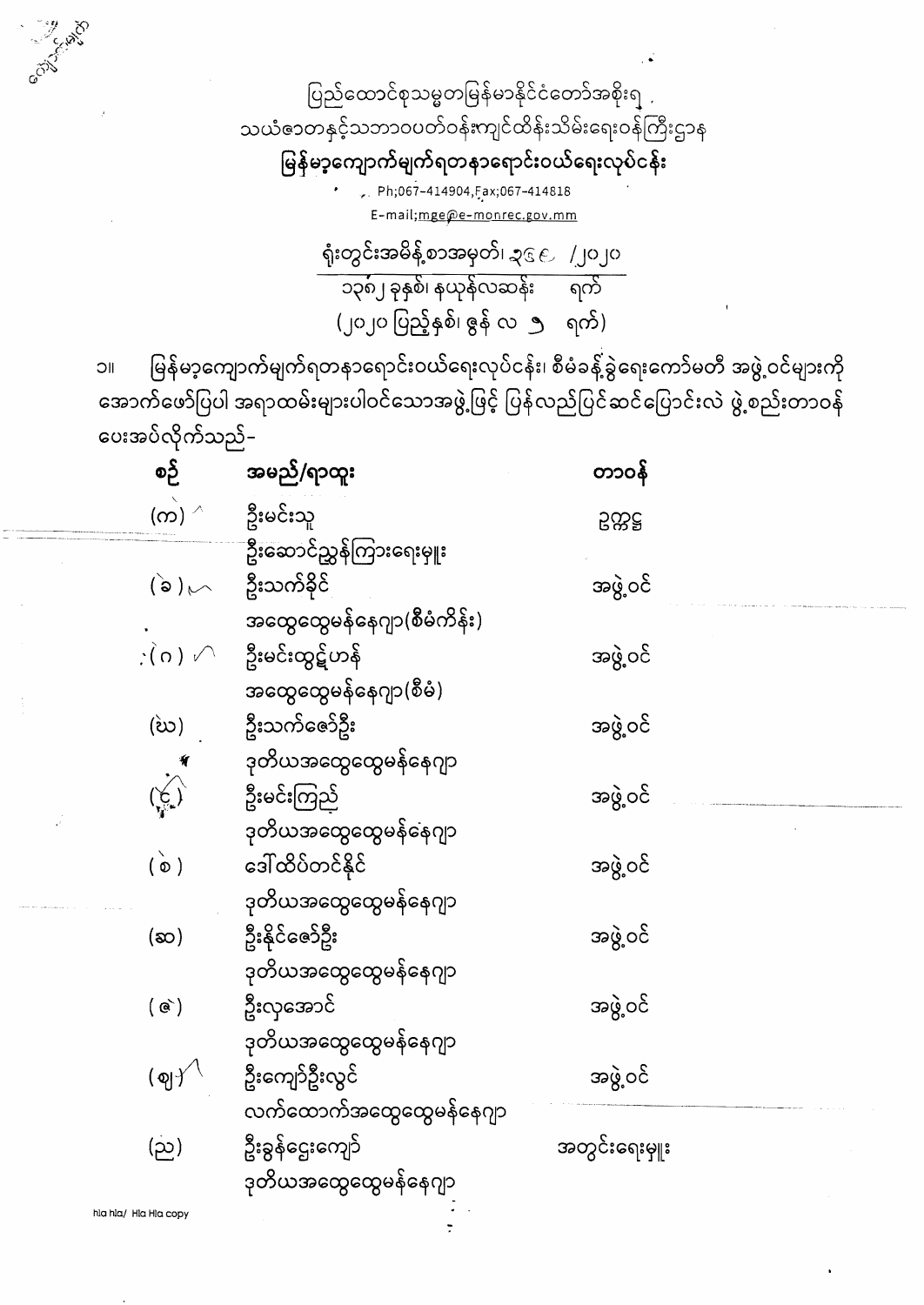ပြည်ထောင်စုသမ္မတမြန်မာနိုင်ငံတော်အစိုးရ

သယံဇာတနှင့်သဘာဝပတ်ဝန်းကျင်ထိန်းသိမ်းရေးဝန်ကြီးဌာန

**မြန်မာ့ကျောက်မျက်ရတနာရောင်းဝယ်ရေးလုပ်ငန်း**

Ph;067-414904,Fax;067-414818

E-mail;mge@e-monrec.gov.mm

ရုံးတွင်းအမိန့်စာအမှတ်၊ ၃၄၉ /၂၀၂၀

၁၃၈၂ ခုနှစ်၊ နယုန်လဆန်း ရက်

(၂၀၂၀ ပြည့်နှစ်၊ ဇွန် လ ၅ ရက်)

၁။ မြန်မာ့ကျောက်မျက်ရတနာရောင်းဝယ်ရေးလုပ်ငန်း၊ စီမံခန့်ခွဲရေးကော်မတီ အဖွဲ့ဝင်များကို အောက်ဖော်ပြပါ အရာထမ်းများပါဝင်သောအဖွဲ့ဖြင့် ပြန်လည်ပြင်ဆင်ပြောင်းလဲ ဖွဲ့စည်းတာဝန် ပေးအပ်လိုက်သည်-

| စဉ် | အမည်/ရာထူး | တာဝန် |
|---|---|---|
| (က) | ဦးမင်းသူ<br>ဦးဆောင်ညွှန်ကြားရေးမှူး | ဥက္ကဋ္ဌ |
| (ခ) | ဦးသက်ခိုင်<br>အထွေထွေမန်နေဂျာ(စီမံကိန်း) | အဖွဲ့ဝင် |
| (ဂ) | ဦးမင်းထွဋ်ဟန်<br>အထွေထွေမန်နေဂျာ(စီမံ) | အဖွဲ့ဝင် |
| (ဃ) | ဦးသက်ဇော်ဦး<br>ဒုတိယအထွေထွေမန်နေဂျာ | အဖွဲ့ဝင် |
| (င) | ဦးမင်းကြည်<br>ဒုတိယအထွေထွေမန်နေဂျာ | အဖွဲ့ဝင် |
| (စ) | ဒေါ်ထိပ်တင်နိုင်<br>ဒုတိယအထွေထွေမန်နေဂျာ | အဖွဲ့ဝင် |
| (ဆ) | ဦးနိုင်ဇော်ဦး<br>ဒုတိယအထွေထွေမန်နေဂျာ | အဖွဲ့ဝင် |
| (ဇ) | ဦးလှအောင်<br>ဒုတိယအထွေထွေမန်နေဂျာ | အဖွဲ့ဝင် |
| (ဈ) | ဦးကျော်ဦးလွင်<br>လက်ထောက်အထွေထွေမန်နေဂျာ | အဖွဲ့ဝင် |
| (ည) | ဦးခွန်ငွေးကျော်<br>ဒုတိယအထွေထွေမန်နေဂျာ | အတွင်းရေးမှူး |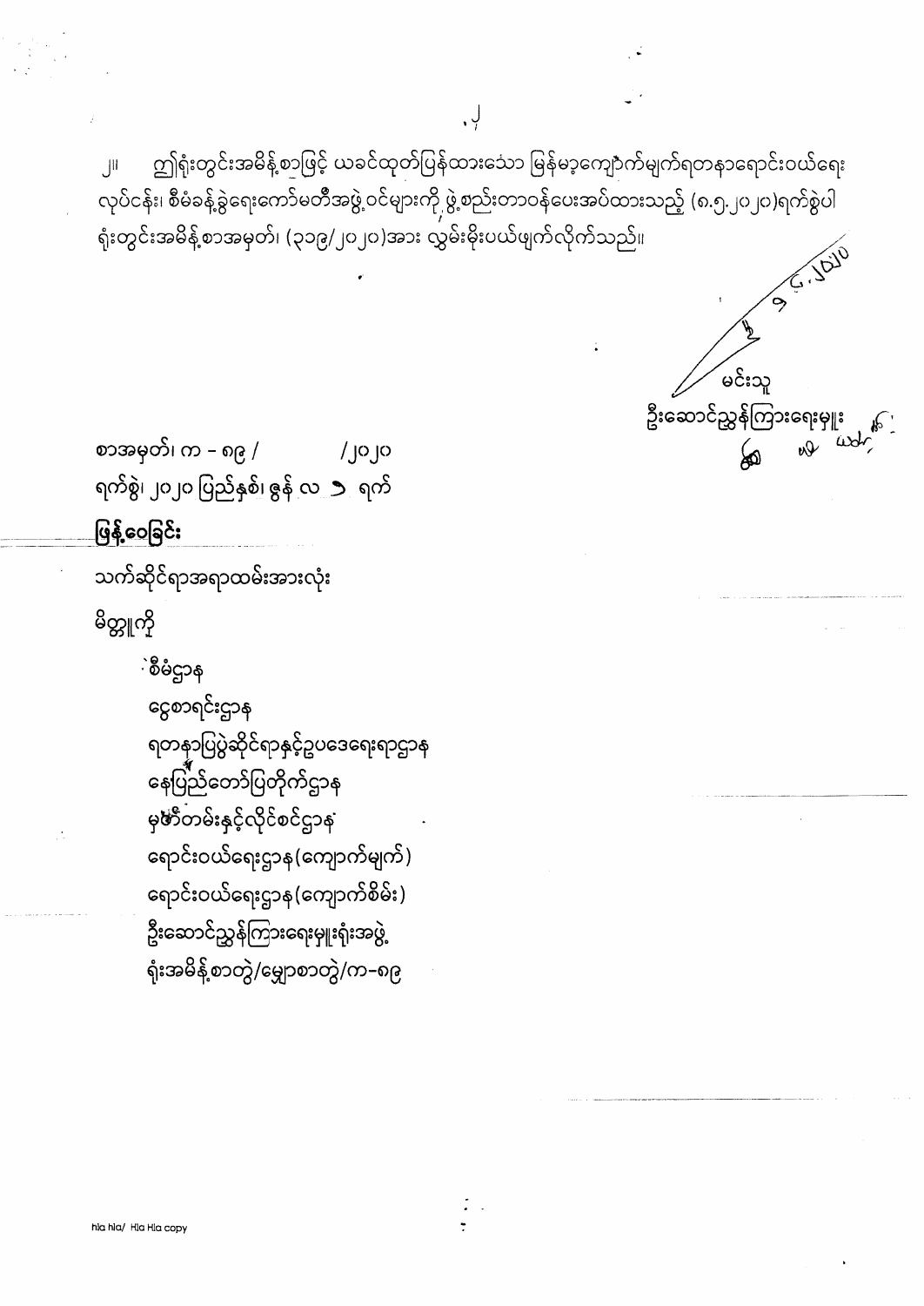၂။ ဤရုံးတွင်းအမိန့်စာဖြင့် ယခင်ထုတ်ပြန်ထားသော မြန်မာ့ကျောက်မျက်ရတနာရောင်းဝယ်ရေးလုပ်ငန်း၊ စီမံခန့်ခွဲရေးကော်မတီအဖွဲ့ဝင်များကို ဖွဲ့စည်းတာဝန်ပေးအပ်ထားသည့် (၈.၅.၂၀၂၀)ရက်စွဲပါ ရုံးတွင်းအမိန့်စာအမှတ်၊ (၁၁၉/၂၀၂၀)အား လွှမ်းမိုးပယ်ဖျက်လိုက်သည်။

မင်းသူ
ဦးဆောင်ညွှန်ကြားရေးမှူး

စာအမှတ်၊ က - ၈၉ / /၂၀၂၀
ရက်စွဲ၊ ၂၀၂၀ ပြည့်နှစ်၊ ဇွန် လ ၁ ရက်

**ဖြန့်ဝေခြင်း**

သက်ဆိုင်ရာအရာထမ်းအားလုံး

မိတ္တူကို

စီမံဌာန
ငွေစာရင်းဌာန
ရတနာပြပွဲဆိုင်ရာနှင့်ဥပဒေရေးရာဌာန
နေပြည်တော်ပြတိုက်ဌာန
မှတ်တမ်းနှင့်လိုင်စင်ဌာန
ရောင်းဝယ်ရေးဌာန(ကျောက်မျက်)
ရောင်းဝယ်ရေးဌာန(ကျောက်စိမ်း)
ဦးဆောင်ညွှန်ကြားရေးမှူးရုံးအဖွဲ့
ရုံးအမိန့်စာတွဲ/မျှောစာတွဲ/က-၈၉

hla hla/ Hla Hla copy